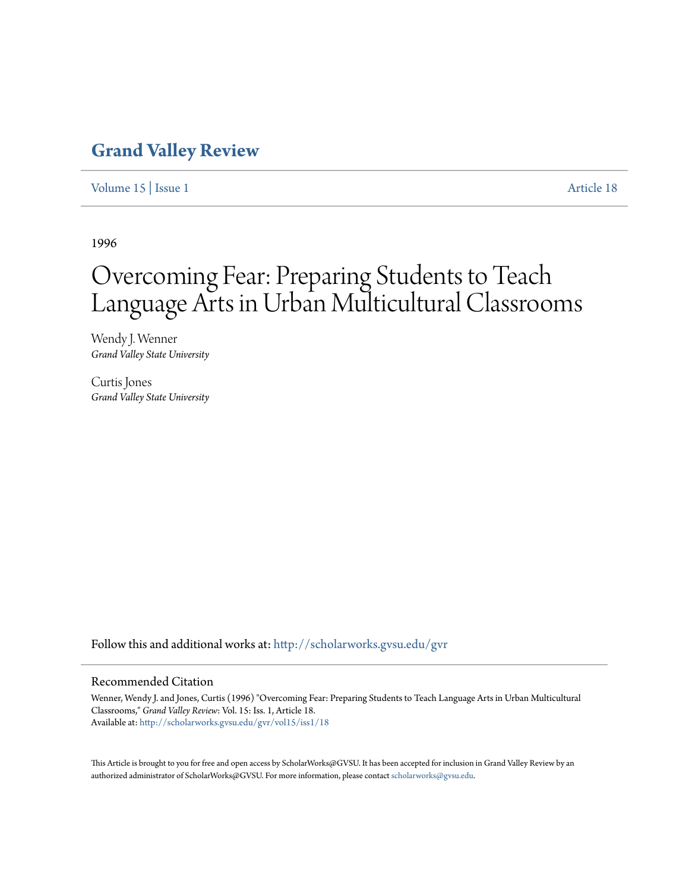# Grand Valley Review

Volume 15 | Issue 1 Article 18

1996

# Overcoming Fear: Preparing Students to Teach Language Arts in Urban Multicultural Classrooms

Wendy J. Wenner
*Grand Valley State University*

Curtis Jones
*Grand Valley State University*

Follow this and additional works at: http://scholarworks.gvsu.edu/gvr

## Recommended Citation

Wenner, Wendy J. and Jones, Curtis (1996) "Overcoming Fear: Preparing Students to Teach Language Arts in Urban Multicultural Classrooms," *Grand Valley Review*: Vol. 15: Iss. 1, Article 18.
Available at: http://scholarworks.gvsu.edu/gvr/vol15/iss1/18

This Article is brought to you for free and open access by ScholarWorks@GVSU. It has been accepted for inclusion in Grand Valley Review by an authorized administrator of ScholarWorks@GVSU. For more information, please contact scholarworks@gvsu.edu.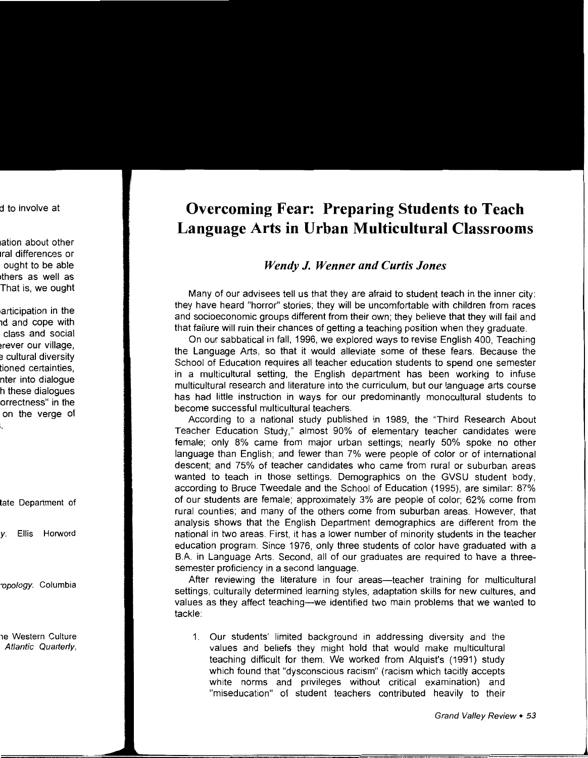# Overcoming Fear: Preparing Students to Teach Language Arts in Urban Multicultural Classrooms

*Wendy J. Wenner and Curtis Jones*

Many of our advisees tell us that they are afraid to student teach in the inner city: they have heard "horror" stories; they will be uncomfortable with children from races and socioeconomic groups different from their own; they believe that they will fail and that failure will ruin their chances of getting a teaching position when they graduate.

On our sabbatical in fall, 1996, we explored ways to revise English 400, Teaching the Language Arts, so that it would alleviate some of these fears. Because the School of Education requires all teacher education students to spend one semester in a multicultural setting, the English department has been working to infuse multicultural research and literature into the curriculum, but our language arts course has had little instruction in ways for our predominantly monocultural students to become successful multicultural teachers.

According to a national study published in 1989, the "Third Research About Teacher Education Study," almost 90% of elementary teacher candidates were female; only 8% came from major urban settings; nearly 50% spoke no other language than English; and fewer than 7% were people of color or of international descent; and 75% of teacher candidates who came from rural or suburban areas wanted to teach in those settings. Demographics on the GVSU student body, according to Bruce Tweedale and the School of Education (1995), are similar: 87% of our students are female; approximately 3% are people of color; 62% come from rural counties; and many of the others come from suburban areas. However, that analysis shows that the English Department demographics are different from the national in two areas. First, it has a lower number of minority students in the teacher education program. Since 1976, only three students of color have graduated with a B.A. in Language Arts. Second, all of our graduates are required to have a three-semester proficiency in a second language.

After reviewing the literature in four areas—teacher training for multicultural settings, culturally determined learning styles, adaptation skills for new cultures, and values as they affect teaching—we identified two main problems that we wanted to tackle:

1. Our students' limited background in addressing diversity and the values and beliefs they might hold that would make multicultural teaching difficult for them. We worked from Alquist's (1991) study which found that "dysconscious racism" (racism which tacitly accepts white norms and privileges without critical examination) and "miseducation" of student teachers contributed heavily to their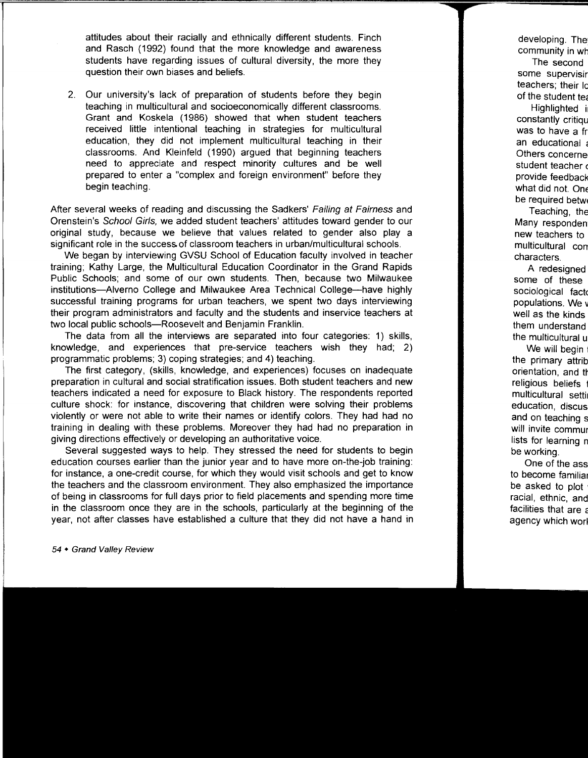attitudes about their racially and ethnically different students. Finch and Rasch (1992) found that the more knowledge and awareness students have regarding issues of cultural diversity, the more they question their own biases and beliefs.

2. Our university's lack of preparation of students before they begin teaching in multicultural and socioeconomically different classrooms. Grant and Koskela (1986) showed that when student teachers received little intentional teaching in strategies for multicultural education, they did not implement multicultural teaching in their classrooms. And Kleinfeld (1990) argued that beginning teachers need to appreciate and respect minority cultures and be well prepared to enter a "complex and foreign environment" before they begin teaching.

After several weeks of reading and discussing the Sadkers' *Failing at Fairness* and Orenstein's *School Girls,* we added student teachers' attitudes toward gender to our original study, because we believe that values related to gender also play a significant role in the success of classroom teachers in urban/multicultural schools.

We began by interviewing GVSU School of Education faculty involved in teacher training; Kathy Large, the Multicultural Education Coordinator in the Grand Rapids Public Schools; and some of our own students. Then, because two Milwaukee institutions—Alverno College and Milwaukee Area Technical College—have highly successful training programs for urban teachers, we spent two days interviewing their program administrators and faculty and the students and inservice teachers at two local public schools—Roosevelt and Benjamin Franklin.

The data from all the interviews are separated into four categories: 1) skills, knowledge, and experiences that pre-service teachers wish they had; 2) programmatic problems; 3) coping strategies; and 4) teaching.

The first category, (skills, knowledge, and experiences) focuses on inadequate preparation in cultural and social stratification issues. Both student teachers and new teachers indicated a need for exposure to Black history. The respondents reported culture shock: for instance, discovering that children were solving their problems violently or were not able to write their names or identify colors. They had had no training in dealing with these problems. Moreover they had had no preparation in giving directions effectively or developing an authoritative voice.

Several suggested ways to help. They stressed the need for students to begin education courses earlier than the junior year and to have more on-the-job training: for instance, a one-credit course, for which they would visit schools and get to know the teachers and the classroom environment. They also emphasized the importance of being in classrooms for full days prior to field placements and spending more time in the classroom once they are in the schools, particularly at the beginning of the year, not after classes have established a culture that they did not have a hand in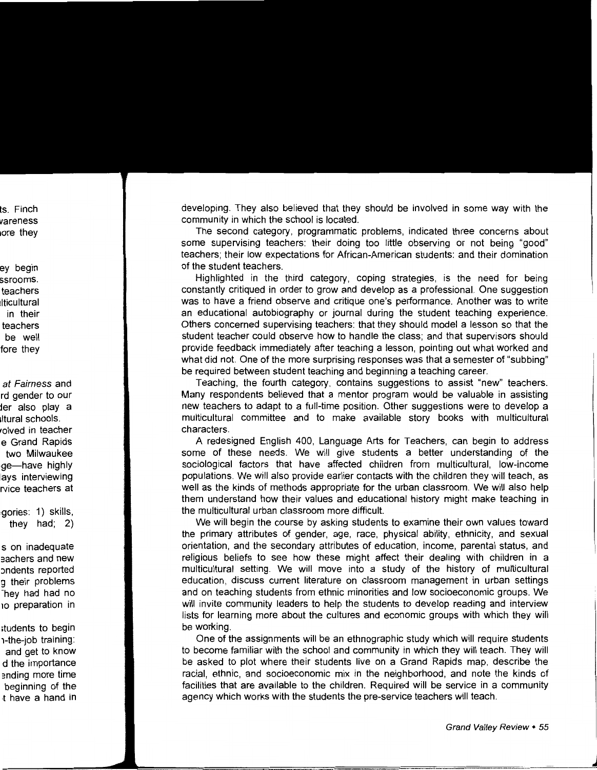developing. They also believed that they should be involved in some way with the community in which the school is located.

The second category, programmatic problems, indicated three concerns about some supervising teachers: their doing too little observing or not being "good" teachers; their low expectations for African-American students: and their domination of the student teachers.

Highlighted in the third category, coping strategies, is the need for being constantly critiqued in order to grow and develop as a professional. One suggestion was to have a friend observe and critique one's performance. Another was to write an educational autobiography or journal during the student teaching experience. Others concerned supervising teachers: that they should model a lesson so that the student teacher could observe how to handle the class; and that supervisors should provide feedback immediately after teaching a lesson, pointing out what worked and what did not. One of the more surprising responses was that a semester of "subbing" be required between student teaching and beginning a teaching career.

Teaching, the fourth category, contains suggestions to assist "new" teachers. Many respondents believed that a mentor program would be valuable in assisting new teachers to adapt to a full-time position. Other suggestions were to develop a multicultural committee and to make available story books with multicultural characters.

A redesigned English 400, Language Arts for Teachers, can begin to address some of these needs. We will give students a better understanding of the sociological factors that have affected children from multicultural, low-income populations. We will also provide earlier contacts with the children they will teach, as well as the kinds of methods appropriate for the urban classroom. We will also help them understand how their values and educational history might make teaching in the multicultural urban classroom more difficult.

We will begin the course by asking students to examine their own values toward the primary attributes of gender, age, race, physical ability, ethnicity, and sexual orientation, and the secondary attributes of education, income, parental status, and religious beliefs to see how these might affect their dealing with children in a multicultural setting. We will move into a study of the history of multicultural education, discuss current literature on classroom management in urban settings and on teaching students from ethnic minorities and low socioeconomic groups. We will invite community leaders to help the students to develop reading and interview lists for learning more about the cultures and economic groups with which they will be working.

One of the assignments will be an ethnographic study which will require students to become familiar with the school and community in which they will teach. They will be asked to plot where their students live on a Grand Rapids map, describe the racial, ethnic, and socioeconomic mix in the neighborhood, and note the kinds of facilities that are available to the children. Required will be service in a community agency which works with the students the pre-service teachers will teach.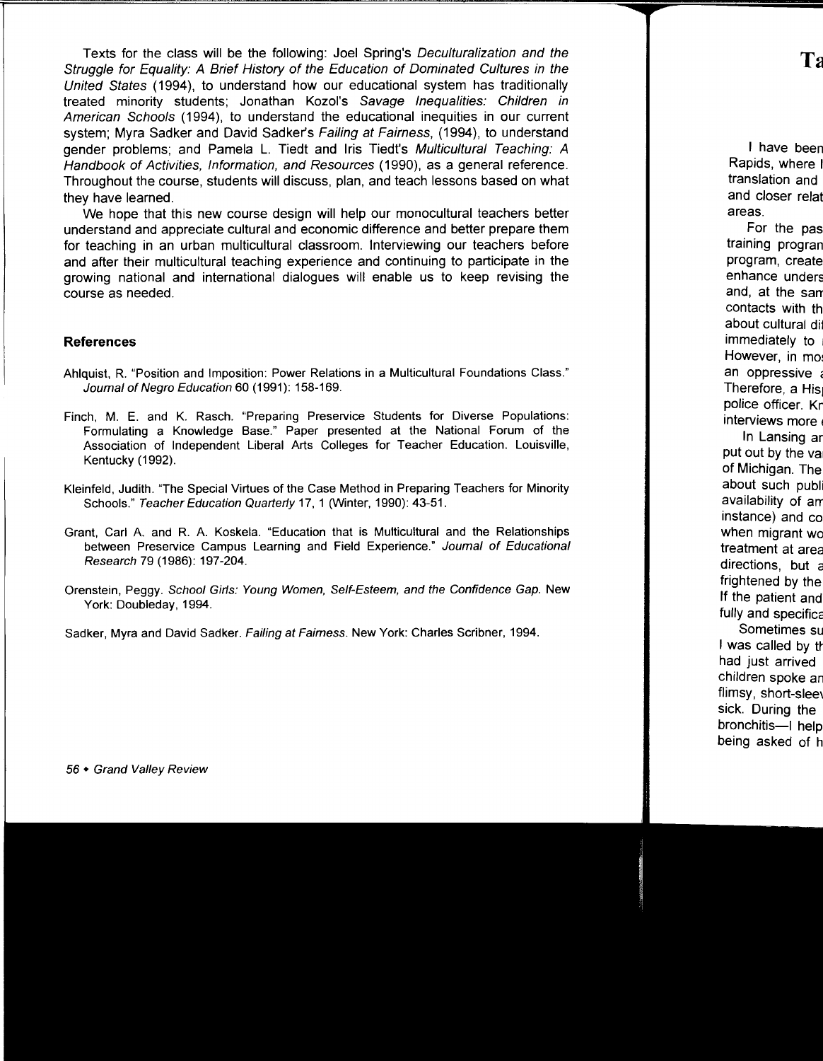Texts for the class will be the following: Joel Spring's *Deculturalization and the Struggle for Equality: A Brief History of the Education of Dominated Cultures in the United States* (1994), to understand how our educational system has traditionally treated minority students; Jonathan Kozol's *Savage Inequalities: Children in American Schools* (1994), to understand the educational inequities in our current system; Myra Sadker and David Sadker's *Failing at Fairness*, (1994), to understand gender problems; and Pamela L. Tiedt and Iris Tiedt's *Multicultural Teaching: A Handbook of Activities, Information, and Resources* (1990), as a general reference. Throughout the course, students will discuss, plan, and teach lessons based on what they have learned.

We hope that this new course design will help our monocultural teachers better understand and appreciate cultural and economic difference and better prepare them for teaching in an urban multicultural classroom. Interviewing our teachers before and after their multicultural teaching experience and continuing to participate in the growing national and international dialogues will enable us to keep revising the course as needed.

## References

Ahlquist, R. "Position and Imposition: Power Relations in a Multicultural Foundations Class." *Journal of Negro Education* 60 (1991): 158-169.

Finch, M. E. and K. Rasch. "Preparing Preservice Students for Diverse Populations: Formulating a Knowledge Base." Paper presented at the National Forum of the Association of Independent Liberal Arts Colleges for Teacher Education. Louisville, Kentucky (1992).

Kleinfeld, Judith. "The Special Virtues of the Case Method in Preparing Teachers for Minority Schools." *Teacher Education Quarterly* 17, 1 (Winter, 1990): 43-51.

Grant, Carl A. and R. A. Koskela. "Education that is Multicultural and the Relationships between Preservice Campus Learning and Field Experience." *Journal of Educational Research* 79 (1986): 197-204.

Orenstein, Peggy. *School Girls: Young Women, Self-Esteem, and the Confidence Gap*. New York: Doubleday, 1994.

Sadker, Myra and David Sadker. *Failing at Fairness*. New York: Charles Scribner, 1994.